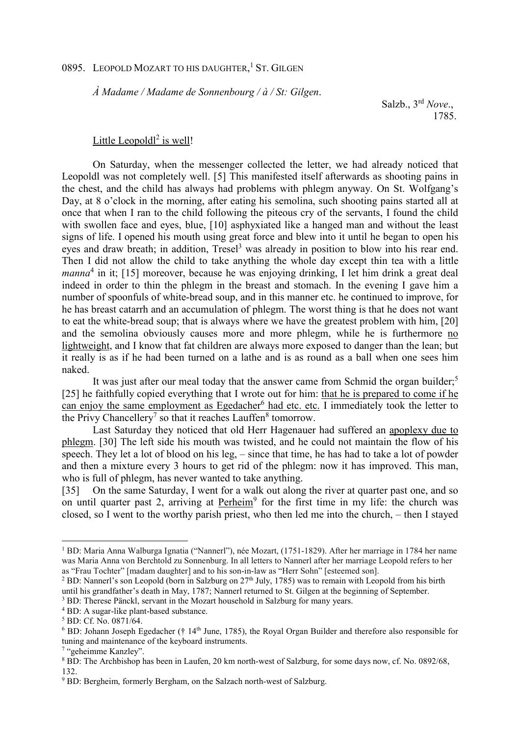0895. LEOPOLD MOZART TO HIS DAUGHTER,[1] ST. GILGEN

*À Madame / Madame de Sonnenbourg / à / St: Gilgen*.

Salzb., 3rd *Nove*., 1785.

Little Leopoldl[2] is well!

On Saturday, when the messenger collected the letter, we had already noticed that Leopoldl was not completely well. [5] This manifested itself afterwards as shooting pains in the chest, and the child has always had problems with phlegm anyway. On St. Wolfgang's Day, at 8 o'clock in the morning, after eating his semolina, such shooting pains started all at once that when I ran to the child following the piteous cry of the servants, I found the child with swollen face and eyes, blue, [10] asphyxiated like a hanged man and without the least signs of life. I opened his mouth using great force and blew into it until he began to open his eyes and draw breath; in addition, Tresel[3] was already in position to blow into his rear end. Then I did not allow the child to take anything the whole day except thin tea with a little *manna*[4] in it; [15] moreover, because he was enjoying drinking, I let him drink a great deal indeed in order to thin the phlegm in the breast and stomach. In the evening I gave him a number of spoonfuls of white-bread soup, and in this manner etc. he continued to improve, for he has breast catarrh and an accumulation of phlegm. The worst thing is that he does not want to eat the white-bread soup; that is always where we have the greatest problem with him, [20] and the semolina obviously causes more and more phlegm, while he is furthermore no lightweight, and I know that fat children are always more exposed to danger than the lean; but it really is as if he had been turned on a lathe and is as round as a ball when one sees him naked.

It was just after our meal today that the answer came from Schmid the organ builder;[5] [25] he faithfully copied everything that I wrote out for him: that he is prepared to come if he can enjoy the same employment as Egedacher[6] had etc. etc. I immediately took the letter to the Privy Chancellery[7] so that it reaches Lauffen[8] tomorrow.

Last Saturday they noticed that old Herr Hagenauer had suffered an apoplexy due to phlegm. [30] The left side his mouth was twisted, and he could not maintain the flow of his speech. They let a lot of blood on his leg, – since that time, he has had to take a lot of powder and then a mixture every 3 hours to get rid of the phlegm: now it has improved. This man, who is full of phlegm, has never wanted to take anything.

[35] On the same Saturday, I went for a walk out along the river at quarter past one, and so on until quarter past 2, arriving at Perheim[9] for the first time in my life: the church was closed, so I went to the worthy parish priest, who then led me into the church, – then I stayed

---

[1] BD: Maria Anna Walburga Ignatia ("Nannerl"), née Mozart, (1751-1829). After her marriage in 1784 her name was Maria Anna von Berchtold zu Sonnenburg. In all letters to Nannerl after her marriage Leopold refers to her as "Frau Tochter" [madam daughter] and to his son-in-law as "Herr Sohn" [esteemed son].

[2] BD: Nannerl's son Leopold (born in Salzburg on 27th July, 1785) was to remain with Leopold from his birth until his grandfather's death in May, 1787; Nannerl returned to St. Gilgen at the beginning of September.

[3] BD: Therese Pänckl, servant in the Mozart household in Salzburg for many years.

[4] BD: A sugar-like plant-based substance.

[5] BD: Cf. No. 0871/64.

[6] BD: Johann Joseph Egedacher († 14th June, 1785), the Royal Organ Builder and therefore also responsible for tuning and maintenance of the keyboard instruments.

[7] "geheimme Kanzley".

[8] BD: The Archbishop has been in Laufen, 20 km north-west of Salzburg, for some days now, cf. No. 0892/68, 132.

[9] BD: Bergheim, formerly Bergham, on the Salzach north-west of Salzburg.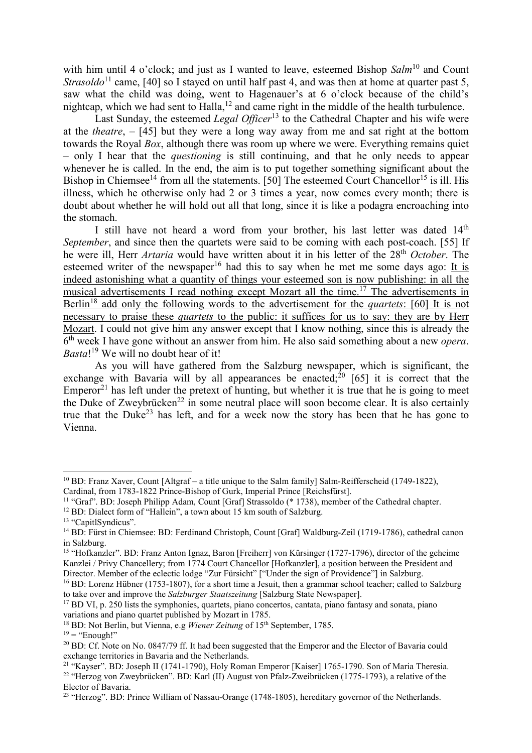with him until 4 o'clock; and just as I wanted to leave, esteemed Bishop *Salm*[10] and Count *Strasoldo*[11] came, [40] so I stayed on until half past 4, and was then at home at quarter past 5, saw what the child was doing, went to Hagenauer's at 6 o'clock because of the child's nightcap, which we had sent to Halla,[12] and came right in the middle of the health turbulence.

Last Sunday, the esteemed *Legal Officer*[13] to the Cathedral Chapter and his wife were at the *theatre*, – [45] but they were a long way away from me and sat right at the bottom towards the Royal *Box*, although there was room up where we were. Everything remains quiet – only I hear that the *questioning* is still continuing, and that he only needs to appear whenever he is called. In the end, the aim is to put together something significant about the Bishop in Chiemsee[14] from all the statements. [50] The esteemed Court Chancellor[15] is ill. His illness, which he otherwise only had 2 or 3 times a year, now comes every month; there is doubt about whether he will hold out all that long, since it is like a podagra encroaching into the stomach.

I still have not heard a word from your brother, his last letter was dated 14th *September*, and since then the quartets were said to be coming with each post-coach. [55] If he were ill, Herr *Artaria* would have written about it in his letter of the 28th *October*. The esteemed writer of the newspaper[16] had this to say when he met me some days ago: <u>It is indeed astonishing what a quantity of things your esteemed son is now publishing: in all the musical advertisements I read nothing except Mozart all the time.</u>[17] <u>The advertisements in Berlin</u>[18] <u>add only the following words to the advertisement for the *quartets*: [60] It is not necessary to praise these *quartets* to the public: it suffices for us to say: they are by Herr Mozart.</u> I could not give him any answer except that I know nothing, since this is already the 6th week I have gone without an answer from him. He also said something about a new *opera*. *Basta*![19] We will no doubt hear of it!

As you will have gathered from the Salzburg newspaper, which is significant, the exchange with Bavaria will by all appearances be enacted;[20] [65] it is correct that the Emperor[21] has left under the pretext of hunting, but whether it is true that he is going to meet the Duke of Zweybrücken[22] in some neutral place will soon become clear. It is also certainly true that the Duke[23] has left, and for a week now the story has been that he has gone to Vienna.

---

[10] BD: Franz Xaver, Count [Altgraf – a title unique to the Salm family] Salm-Reifferscheid (1749-1822), Cardinal, from 1783-1822 Prince-Bishop of Gurk, Imperial Prince [Reichsfürst].

[11] "Graf". BD: Joseph Philipp Adam, Count [Graf] Strassoldo (* 1738), member of the Cathedral chapter.

[12] BD: Dialect form of "Hallein", a town about 15 km south of Salzburg.

[13] "CapitlSyndicus".

[14] BD: Fürst in Chiemsee: BD: Ferdinand Christoph, Count [Graf] Waldburg-Zeil (1719-1786), cathedral canon in Salzburg.

[15] "Hofkanzler". BD: Franz Anton Ignaz, Baron [Freiherr] von Kürsinger (1727-1796), director of the geheime Kanzlei / Privy Chancellery; from 1774 Court Chancellor [Hofkanzler], a position between the President and Director. Member of the eclectic lodge "Zur Fürsicht" ["Under the sign of Providence"] in Salzburg.

[16] BD: Lorenz Hübner (1753-1807), for a short time a Jesuit, then a grammar school teacher; called to Salzburg to take over and improve the *Salzburger Staatszeitung* [Salzburg State Newspaper].

[17] BD VI, p. 250 lists the symphonies, quartets, piano concertos, cantata, piano fantasy and sonata, piano variations and piano quartet published by Mozart in 1785.

[18] BD: Not Berlin, but Vienna, e.g *Wiener Zeitung* of 15th September, 1785.

[19] = "Enough!"

[20] BD: Cf. Note on No. 0847/79 ff. It had been suggested that the Emperor and the Elector of Bavaria could exchange territories in Bavaria and the Netherlands.

[21] "Kayser". BD: Joseph II (1741-1790), Holy Roman Emperor [Kaiser] 1765-1790. Son of Maria Theresia.

[22] "Herzog von Zweybrücken". BD: Karl (II) August von Pfalz-Zweibrücken (1775-1793), a relative of the Elector of Bavaria.

[23] "Herzog". BD: Prince William of Nassau-Orange (1748-1805), hereditary governor of the Netherlands.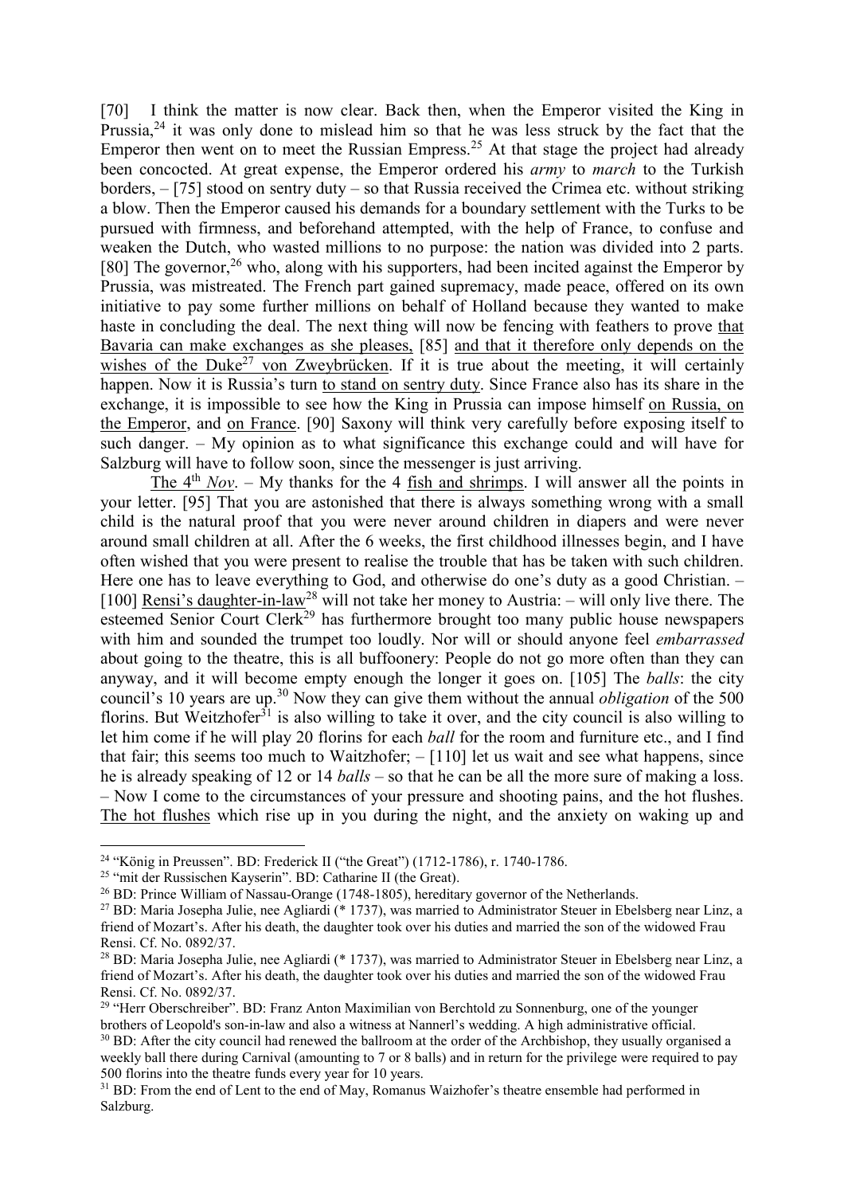[70] I think the matter is now clear. Back then, when the Emperor visited the King in Prussia,[24] it was only done to mislead him so that he was less struck by the fact that the Emperor then went on to meet the Russian Empress.[25] At that stage the project had already been concocted. At great expense, the Emperor ordered his *army* to *march* to the Turkish borders, – [75] stood on sentry duty – so that Russia received the Crimea etc. without striking a blow. Then the Emperor caused his demands for a boundary settlement with the Turks to be pursued with firmness, and beforehand attempted, with the help of France, to confuse and weaken the Dutch, who wasted millions to no purpose: the nation was divided into 2 parts. [80] The governor,[26] who, along with his supporters, had been incited against the Emperor by Prussia, was mistreated. The French part gained supremacy, made peace, offered on its own initiative to pay some further millions on behalf of Holland because they wanted to make haste in concluding the deal. The next thing will now be fencing with feathers to prove <u>that Bavaria can make exchanges as she pleases,</u> [85] <u>and that it therefore only depends on the wishes of the Duke[27] von Zweybrücken</u>. If it is true about the meeting, it will certainly happen. Now it is Russia's turn <u>to stand on sentry duty</u>. Since France also has its share in the exchange, it is impossible to see how the King in Prussia can impose himself <u>on Russia, on the Emperor</u>, and <u>on France</u>. [90] Saxony will think very carefully before exposing itself to such danger. – My opinion as to what significance this exchange could and will have for Salzburg will have to follow soon, since the messenger is just arriving.

<u>The 4th *Nov*</u>. – My thanks for the 4 <u>fish and shrimps</u>. I will answer all the points in your letter. [95] That you are astonished that there is always something wrong with a small child is the natural proof that you were never around children in diapers and were never around small children at all. After the 6 weeks, the first childhood illnesses begin, and I have often wished that you were present to realise the trouble that has be taken with such children. Here one has to leave everything to God, and otherwise do one's duty as a good Christian. – [100] <u>Rensi's daughter-in-law</u>[28] will not take her money to Austria: – will only live there. The esteemed Senior Court Clerk[29] has furthermore brought too many public house newspapers with him and sounded the trumpet too loudly. Nor will or should anyone feel *embarrassed* about going to the theatre, this is all buffoonery: People do not go more often than they can anyway, and it will become empty enough the longer it goes on. [105] The *balls*: the city council's 10 years are up.[30] Now they can give them without the annual *obligation* of the 500 florins. But Weitzhofer[31] is also willing to take it over, and the city council is also willing to let him come if he will play 20 florins for each *ball* for the room and furniture etc., and I find that fair; this seems too much to Waitzhofer; – [110] let us wait and see what happens, since he is already speaking of 12 or 14 *balls* – so that he can be all the more sure of making a loss. – Now I come to the circumstances of your pressure and shooting pains, and the hot flushes. <u>The hot flushes</u> which rise up in you during the night, and the anxiety on waking up and

---

[24] "König in Preussen". BD: Frederick II ("the Great") (1712-1786), r. 1740-1786.

[25] "mit der Russischen Kayserin". BD: Catharine II (the Great).

[26] BD: Prince William of Nassau-Orange (1748-1805), hereditary governor of the Netherlands.

[27] BD: Maria Josepha Julie, nee Agliardi (* 1737), was married to Administrator Steuer in Ebelsberg near Linz, a friend of Mozart's. After his death, the daughter took over his duties and married the son of the widowed Frau Rensi. Cf. No. 0892/37.

[28] BD: Maria Josepha Julie, nee Agliardi (* 1737), was married to Administrator Steuer in Ebelsberg near Linz, a friend of Mozart's. After his death, the daughter took over his duties and married the son of the widowed Frau Rensi. Cf. No. 0892/37.

[29] "Herr Oberschreiber". BD: Franz Anton Maximilian von Berchtold zu Sonnenburg, one of the younger brothers of Leopold's son-in-law and also a witness at Nannerl's wedding. A high administrative official.

[30] BD: After the city council had renewed the ballroom at the order of the Archbishop, they usually organised a weekly ball there during Carnival (amounting to 7 or 8 balls) and in return for the privilege were required to pay 500 florins into the theatre funds every year for 10 years.

[31] BD: From the end of Lent to the end of May, Romanus Waizhofer's theatre ensemble had performed in Salzburg.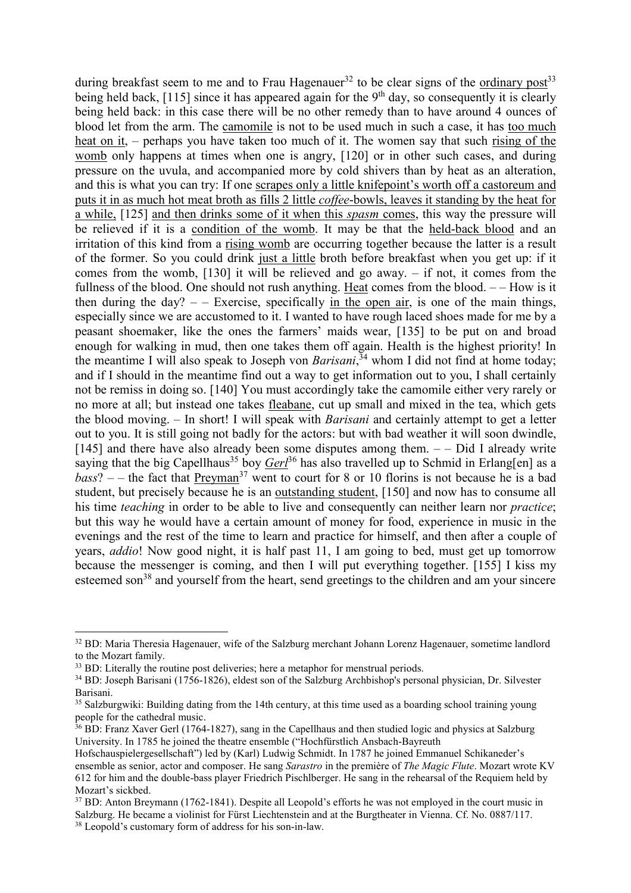during breakfast seem to me and to Frau Hagenauer[32] to be clear signs of the ordinary post[33] being held back, [115] since it has appeared again for the 9th day, so consequently it is clearly being held back: in this case there will be no other remedy than to have around 4 ounces of blood let from the arm. The camomile is not to be used much in such a case, it has too much heat on it, – perhaps you have taken too much of it. The women say that such rising of the womb only happens at times when one is angry, [120] or in other such cases, and during pressure on the uvula, and accompanied more by cold shivers than by heat as an alteration, and this is what you can try: If one scrapes only a little knifepoint's worth off a castoreum and puts it in as much hot meat broth as fills 2 little *coffee*-bowls, leaves it standing by the heat for a while, [125] and then drinks some of it when this *spasm* comes, this way the pressure will be relieved if it is a condition of the womb. It may be that the held-back blood and an irritation of this kind from a rising womb are occurring together because the latter is a result of the former. So you could drink just a little broth before breakfast when you get up: if it comes from the womb, [130] it will be relieved and go away. – if not, it comes from the fullness of the blood. One should not rush anything. Heat comes from the blood. – – How is it then during the day? – – Exercise, specifically in the open air, is one of the main things, especially since we are accustomed to it. I wanted to have rough laced shoes made for me by a peasant shoemaker, like the ones the farmers' maids wear, [135] to be put on and broad enough for walking in mud, then one takes them off again. Health is the highest priority! In the meantime I will also speak to Joseph von *Barisani*,[34] whom I did not find at home today; and if I should in the meantime find out a way to get information out to you, I shall certainly not be remiss in doing so. [140] You must accordingly take the camomile either very rarely or no more at all; but instead one takes fleabane, cut up small and mixed in the tea, which gets the blood moving. – In short! I will speak with *Barisani* and certainly attempt to get a letter out to you. It is still going not badly for the actors: but with bad weather it will soon dwindle, [145] and there have also already been some disputes among them. – – Did I already write saying that the big Capellhaus[35] boy *Gerl*[36] has also travelled up to Schmid in Erlang[en] as a *bass*? – – the fact that Preyman[37] went to court for 8 or 10 florins is not because he is a bad student, but precisely because he is an outstanding student, [150] and now has to consume all his time *teaching* in order to be able to live and consequently can neither learn nor *practice*; but this way he would have a certain amount of money for food, experience in music in the evenings and the rest of the time to learn and practice for himself, and then after a couple of years, *addio*! Now good night, it is half past 11, I am going to bed, must get up tomorrow because the messenger is coming, and then I will put everything together. [155] I kiss my esteemed son[38] and yourself from the heart, send greetings to the children and am your sincere

---

[32] BD: Maria Theresia Hagenauer, wife of the Salzburg merchant Johann Lorenz Hagenauer, sometime landlord to the Mozart family.

[33] BD: Literally the routine post deliveries; here a metaphor for menstrual periods.

[34] BD: Joseph Barisani (1756-1826), eldest son of the Salzburg Archbishop's personal physician, Dr. Silvester Barisani.

[35] Salzburgwiki: Building dating from the 14th century, at this time used as a boarding school training young people for the cathedral music.

[36] BD: Franz Xaver Gerl (1764-1827), sang in the Capellhaus and then studied logic and physics at Salzburg University. In 1785 he joined the theatre ensemble ("Hochfürstlich Ansbach-Bayreuth Hofschauspielergesellschaft") led by (Karl) Ludwig Schmidt. In 1787 he joined Emmanuel Schikaneder's ensemble as senior, actor and composer. He sang *Sarastro* in the première of *The Magic Flute*. Mozart wrote KV 612 for him and the double-bass player Friedrich Pischlberger. He sang in the rehearsal of the Requiem held by Mozart's sickbed.

[37] BD: Anton Breymann (1762-1841). Despite all Leopold's efforts he was not employed in the court music in Salzburg. He became a violinist for Fürst Liechtenstein and at the Burgtheater in Vienna. Cf. No. 0887/117.

[38] Leopold's customary form of address for his son-in-law.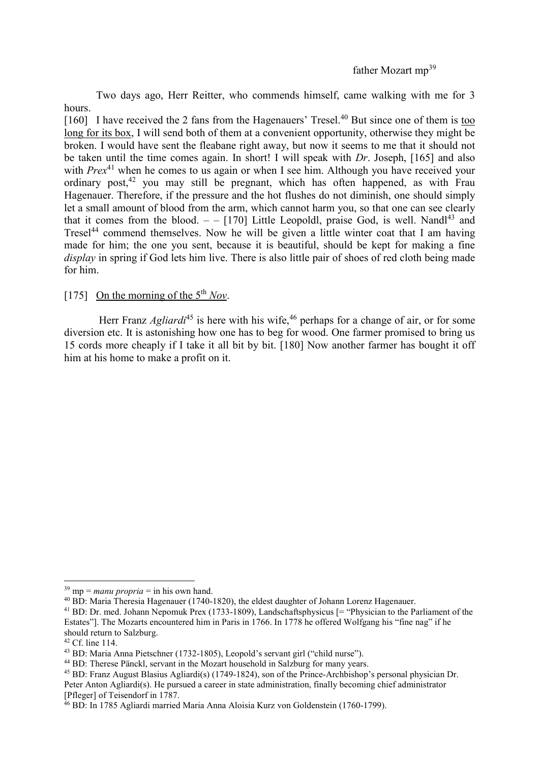father Mozart mp[39]

Two days ago, Herr Reitter, who commends himself, came walking with me for 3 hours.

[160] I have received the 2 fans from the Hagenauers' Tresel.[40] But since one of them is <u>too long for its box</u>, I will send both of them at a convenient opportunity, otherwise they might be broken. I would have sent the fleabane right away, but now it seems to me that it should not be taken until the time comes again. In short! I will speak with *Dr*. Joseph, [165] and also with *Prex*[41] when he comes to us again or when I see him. Although you have received your ordinary post,[42] you may still be pregnant, which has often happened, as with Frau Hagenauer. Therefore, if the pressure and the hot flushes do not diminish, one should simply let a small amount of blood from the arm, which cannot harm you, so that one can see clearly that it comes from the blood. – – [170] Little Leopoldl, praise God, is well. Nandl[43] and Tresel[44] commend themselves. Now he will be given a little winter coat that I am having made for him; the one you sent, because it is beautiful, should be kept for making a fine *display* in spring if God lets him live. There is also little pair of shoes of red cloth being made for him.

[175] <u>On the morning of the 5th *Nov*.</u>

Herr Franz *Agliardi*[45] is here with his wife,[46] perhaps for a change of air, or for some diversion etc. It is astonishing how one has to beg for wood. One farmer promised to bring us 15 cords more cheaply if I take it all bit by bit. [180] Now another farmer has bought it off him at his home to make a profit on it.

---

[39] mp = *manu propria* = in his own hand.

[40] BD: Maria Theresia Hagenauer (1740-1820), the eldest daughter of Johann Lorenz Hagenauer.

[41] BD: Dr. med. Johann Nepomuk Prex (1733-1809), Landschaftsphysicus [= "Physician to the Parliament of the Estates"]. The Mozarts encountered him in Paris in 1766. In 1778 he offered Wolfgang his "fine nag" if he should return to Salzburg.

[42] Cf. line 114.

[43] BD: Maria Anna Pietschner (1732-1805), Leopold's servant girl ("child nurse").

[44] BD: Therese Pänckl, servant in the Mozart household in Salzburg for many years.

[45] BD: Franz August Blasius Agliardi(s) (1749-1824), son of the Prince-Archbishop's personal physician Dr. Peter Anton Agliardi(s). He pursued a career in state administration, finally becoming chief administrator [Pfleger] of Teisendorf in 1787.

[46] BD: In 1785 Agliardi married Maria Anna Aloisia Kurz von Goldenstein (1760-1799).